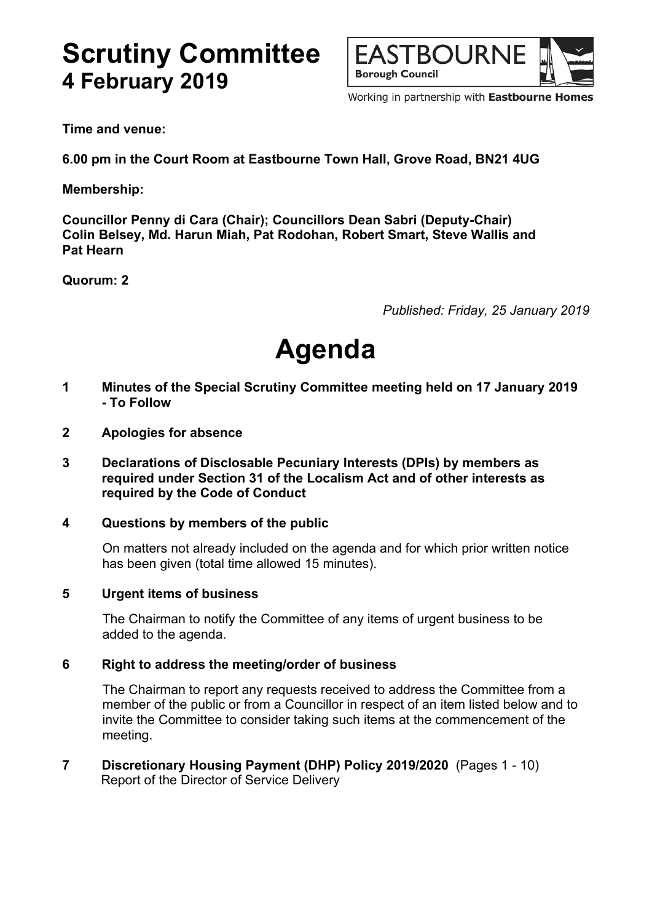# Scrutiny Committee
## 4 February 2019

EASTBOURNE
Borough Council

Working in partnership with **Eastbourne Homes**

**Time and venue:**

**6.00 pm in the Court Room at Eastbourne Town Hall, Grove Road, BN21 4UG**

**Membership:**

**Councillor Penny di Cara (Chair); Councillors Dean Sabri (Deputy-Chair) Colin Belsey, Md. Harun Miah, Pat Rodohan, Robert Smart, Steve Wallis and Pat Hearn**

**Quorum: 2**

*Published: Friday, 25 January 2019*

# Agenda

**1 Minutes of the Special Scrutiny Committee meeting held on 17 January 2019 - To Follow**

**2 Apologies for absence**

**3 Declarations of Disclosable Pecuniary Interests (DPIs) by members as required under Section 31 of the Localism Act and of other interests as required by the Code of Conduct**

**4 Questions by members of the public**

On matters not already included on the agenda and for which prior written notice has been given (total time allowed 15 minutes).

**5 Urgent items of business**

The Chairman to notify the Committee of any items of urgent business to be added to the agenda.

**6 Right to address the meeting/order of business**

The Chairman to report any requests received to address the Committee from a member of the public or from a Councillor in respect of an item listed below and to invite the Committee to consider taking such items at the commencement of the meeting.

**7 Discretionary Housing Payment (DHP) Policy 2019/2020** (Pages 1 - 10)
Report of the Director of Service Delivery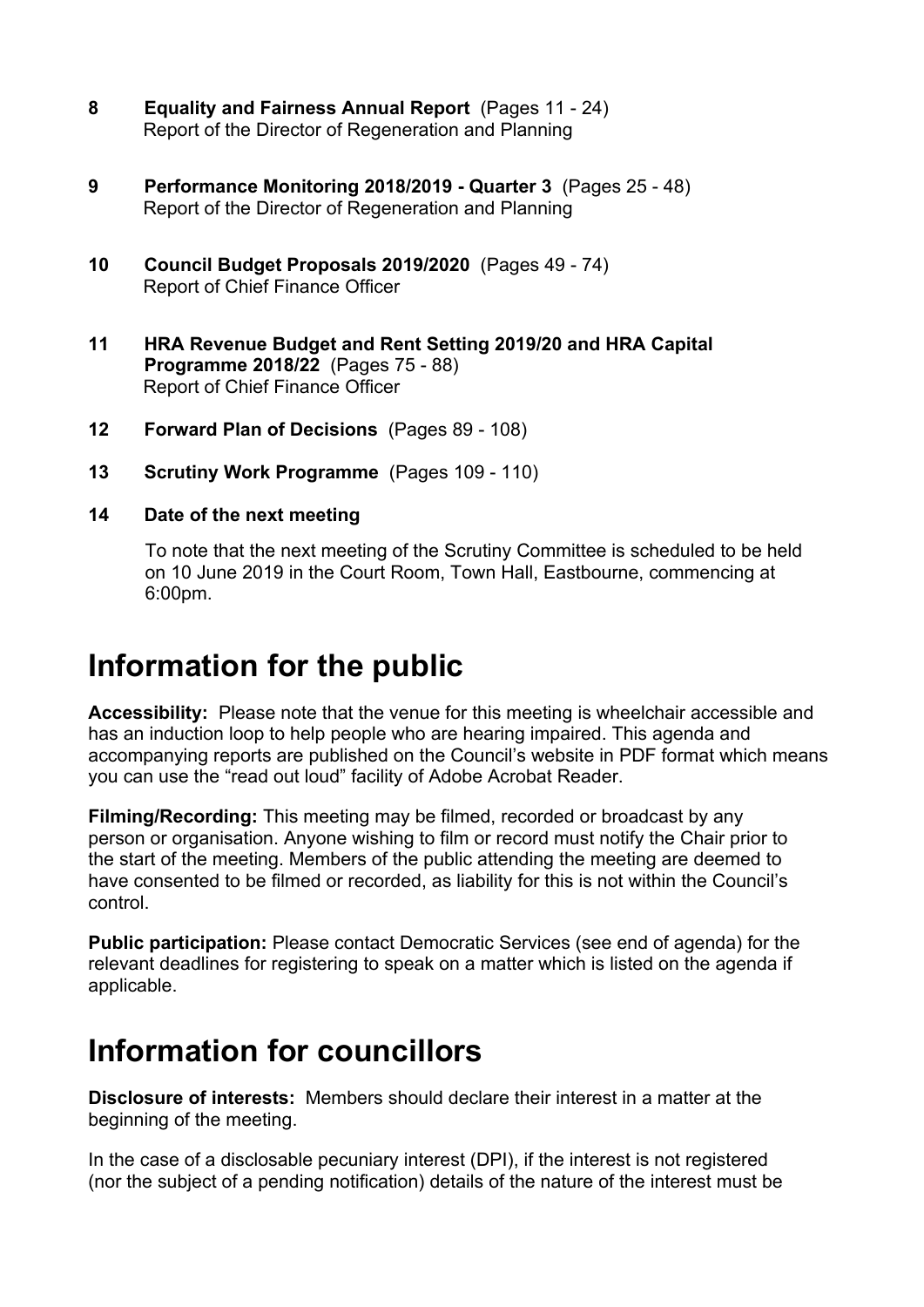**8 Equality and Fairness Annual Report** (Pages 11 - 24)
Report of the Director of Regeneration and Planning

**9 Performance Monitoring 2018/2019 - Quarter 3** (Pages 25 - 48)
Report of the Director of Regeneration and Planning

**10 Council Budget Proposals 2019/2020** (Pages 49 - 74)
Report of Chief Finance Officer

**11 HRA Revenue Budget and Rent Setting 2019/20 and HRA Capital Programme 2018/22** (Pages 75 - 88)
Report of Chief Finance Officer

**12 Forward Plan of Decisions** (Pages 89 - 108)

**13 Scrutiny Work Programme** (Pages 109 - 110)

**14 Date of the next meeting**

To note that the next meeting of the Scrutiny Committee is scheduled to be held on 10 June 2019 in the Court Room, Town Hall, Eastbourne, commencing at 6:00pm.

# Information for the public

**Accessibility:** Please note that the venue for this meeting is wheelchair accessible and has an induction loop to help people who are hearing impaired. This agenda and accompanying reports are published on the Council's website in PDF format which means you can use the "read out loud" facility of Adobe Acrobat Reader.

**Filming/Recording:** This meeting may be filmed, recorded or broadcast by any person or organisation. Anyone wishing to film or record must notify the Chair prior to the start of the meeting. Members of the public attending the meeting are deemed to have consented to be filmed or recorded, as liability for this is not within the Council's control.

**Public participation:** Please contact Democratic Services (see end of agenda) for the relevant deadlines for registering to speak on a matter which is listed on the agenda if applicable.

# Information for councillors

**Disclosure of interests:** Members should declare their interest in a matter at the beginning of the meeting.

In the case of a disclosable pecuniary interest (DPI), if the interest is not registered (nor the subject of a pending notification) details of the nature of the interest must be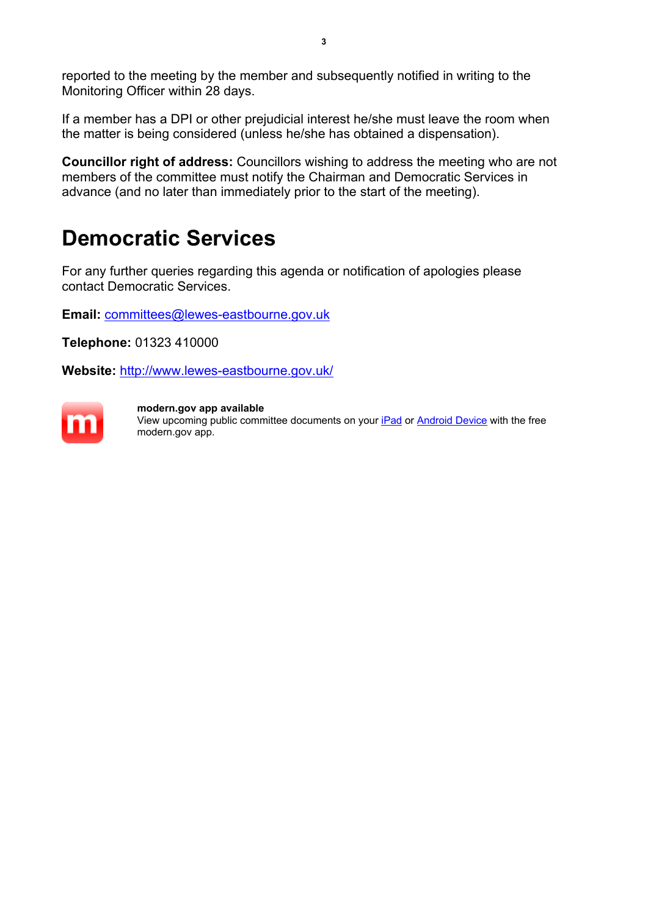reported to the meeting by the member and subsequently notified in writing to the Monitoring Officer within 28 days.

If a member has a DPI or other prejudicial interest he/she must leave the room when the matter is being considered (unless he/she has obtained a dispensation).

**Councillor right of address:** Councillors wishing to address the meeting who are not members of the committee must notify the Chairman and Democratic Services in advance (and no later than immediately prior to the start of the meeting).

# Democratic Services

For any further queries regarding this agenda or notification of apologies please contact Democratic Services.

**Email:** committees@lewes-eastbourne.gov.uk

**Telephone:** 01323 410000

**Website:** http://www.lewes-eastbourne.gov.uk/

**modern.gov app available**
View upcoming public committee documents on your iPad or Android Device with the free modern.gov app.